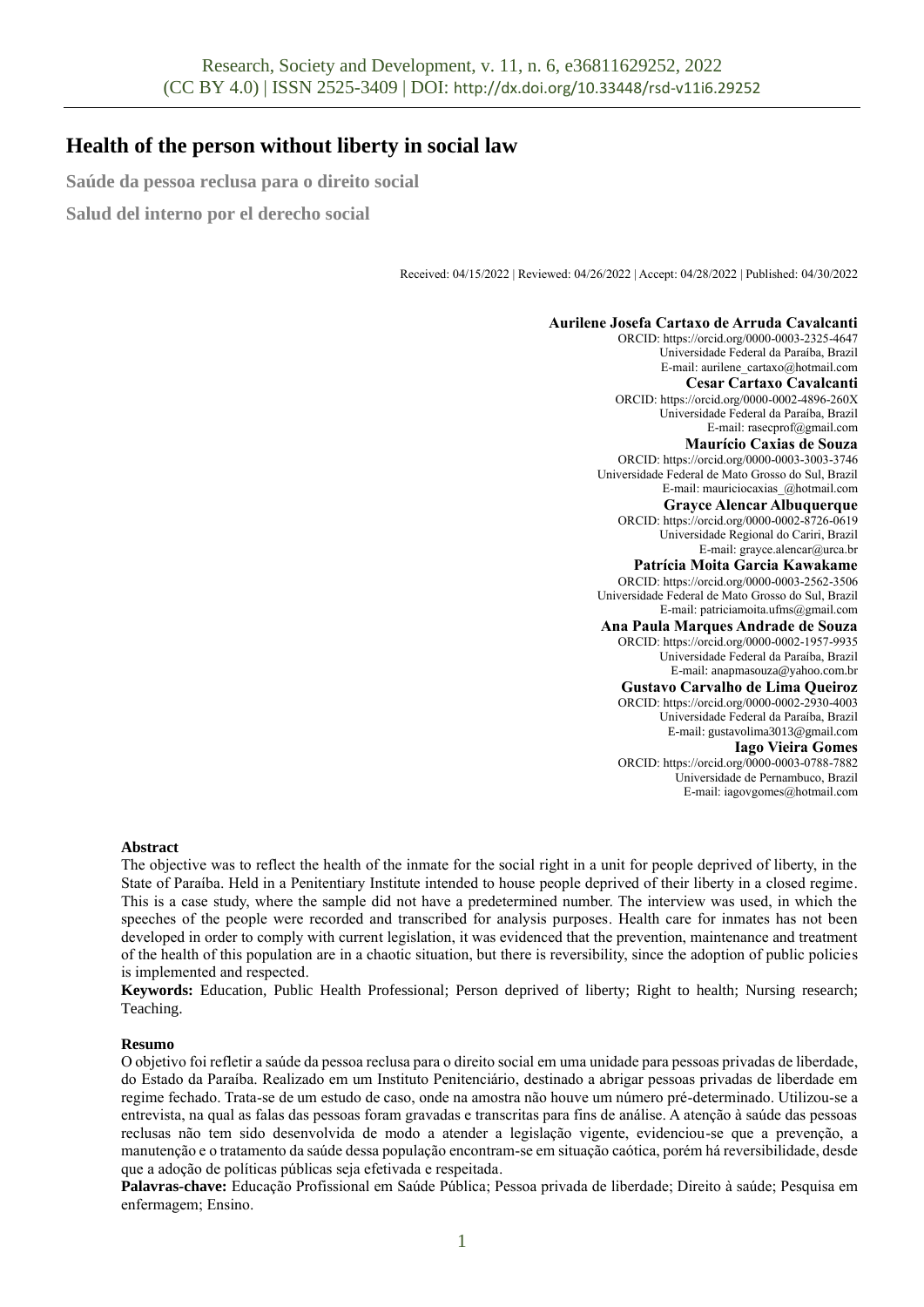# Health of the person without liberty in social law

**Saúde da pessoa reclusa para o direito social**

**Salud del interno por el derecho social**

Received: 04/15/2022 | Reviewed: 04/26/2022 | Accept: 04/28/2022 | Published: 04/30/2022

**Aurilene Josefa Cartaxo de Arruda Cavalcanti**
ORCID: https://orcid.org/0000-0003-2325-4647
Universidade Federal da Paraíba, Brazil
E-mail: aurilene_cartaxo@hotmail.com

**Cesar Cartaxo Cavalcanti**
ORCID: https://orcid.org/0000-0002-4896-260X
Universidade Federal da Paraíba, Brazil
E-mail: rasecprof@gmail.com

**Maurício Caxias de Souza**
ORCID: https://orcid.org/0000-0003-3003-3746
Universidade Federal de Mato Grosso do Sul, Brazil
E-mail: mauriciocaxias_@hotmail.com

**Grayce Alencar Albuquerque**
ORCID: https://orcid.org/0000-0002-8726-0619
Universidade Regional do Cariri, Brazil
E-mail: grayce.alencar@urca.br

**Patrícia Moita Garcia Kawakame**
ORCID: https://orcid.org/0000-0003-2562-3506
Universidade Federal de Mato Grosso do Sul, Brazil
E-mail: patriciamoita.ufms@gmail.com

**Ana Paula Marques Andrade de Souza**
ORCID: https://orcid.org/0000-0002-1957-9935
Universidade Federal da Paraíba, Brazil
E-mail: anapmasouza@yahoo.com.br

**Gustavo Carvalho de Lima Queiroz**
ORCID: https://orcid.org/0000-0002-2930-4003
Universidade Federal da Paraíba, Brazil
E-mail: gustavolima3013@gmail.com

**Iago Vieira Gomes**
ORCID: https://orcid.org/0000-0003-0788-7882
Universidade de Pernambuco, Brazil
E-mail: iagovgomes@hotmail.com

**Abstract**

The objective was to reflect the health of the inmate for the social right in a unit for people deprived of liberty, in the State of Paraíba. Held in a Penitentiary Institute intended to house people deprived of their liberty in a closed regime. This is a case study, where the sample did not have a predetermined number. The interview was used, in which the speeches of the people were recorded and transcribed for analysis purposes. Health care for inmates has not been developed in order to comply with current legislation, it was evidenced that the prevention, maintenance and treatment of the health of this population are in a chaotic situation, but there is reversibility, since the adoption of public policies is implemented and respected.

**Keywords:** Education, Public Health Professional; Person deprived of liberty; Right to health; Nursing research; Teaching.

**Resumo**

O objetivo foi refletir a saúde da pessoa reclusa para o direito social em uma unidade para pessoas privadas de liberdade, do Estado da Paraíba. Realizado em um Instituto Penitenciário, destinado a abrigar pessoas privadas de liberdade em regime fechado. Trata-se de um estudo de caso, onde na amostra não houve um número pré-determinado. Utilizou-se a entrevista, na qual as falas das pessoas foram gravadas e transcritas para fins de análise. A atenção à saúde das pessoas reclusas não tem sido desenvolvida de modo a atender a legislação vigente, evidenciou-se que a prevenção, a manutenção e o tratamento da saúde dessa população encontram-se em situação caótica, porém há reversibilidade, desde que a adoção de políticas públicas seja efetivada e respeitada.

**Palavras-chave:** Educação Profissional em Saúde Pública; Pessoa privada de liberdade; Direito à saúde; Pesquisa em enfermagem; Ensino.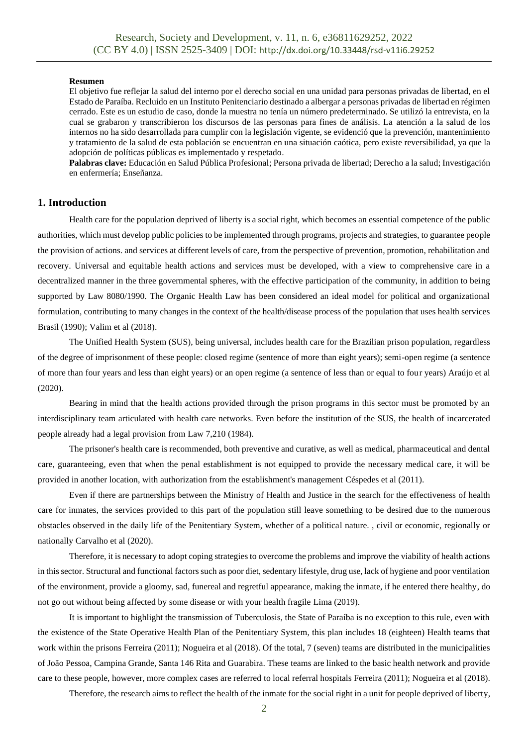**Resumen**

El objetivo fue reflejar la salud del interno por el derecho social en una unidad para personas privadas de libertad, en el Estado de Paraíba. Recluido en un Instituto Penitenciario destinado a albergar a personas privadas de libertad en régimen cerrado. Este es un estudio de caso, donde la muestra no tenía un número predeterminado. Se utilizó la entrevista, en la cual se grabaron y transcribieron los discursos de las personas para fines de análisis. La atención a la salud de los internos no ha sido desarrollada para cumplir con la legislación vigente, se evidenció que la prevención, mantenimiento y tratamiento de la salud de esta población se encuentran en una situación caótica, pero existe reversibilidad, ya que la adopción de políticas públicas es implementado y respetado.

**Palabras clave:** Educación en Salud Pública Profesional; Persona privada de libertad; Derecho a la salud; Investigación en enfermería; Enseñanza.

## 1. Introduction

Health care for the population deprived of liberty is a social right, which becomes an essential competence of the public authorities, which must develop public policies to be implemented through programs, projects and strategies, to guarantee people the provision of actions. and services at different levels of care, from the perspective of prevention, promotion, rehabilitation and recovery. Universal and equitable health actions and services must be developed, with a view to comprehensive care in a decentralized manner in the three governmental spheres, with the effective participation of the community, in addition to being supported by Law 8080/1990. The Organic Health Law has been considered an ideal model for political and organizational formulation, contributing to many changes in the context of the health/disease process of the population that uses health services Brasil (1990); Valim et al (2018).

The Unified Health System (SUS), being universal, includes health care for the Brazilian prison population, regardless of the degree of imprisonment of these people: closed regime (sentence of more than eight years); semi-open regime (a sentence of more than four years and less than eight years) or an open regime (a sentence of less than or equal to four years) Araújo et al (2020).

Bearing in mind that the health actions provided through the prison programs in this sector must be promoted by an interdisciplinary team articulated with health care networks. Even before the institution of the SUS, the health of incarcerated people already had a legal provision from Law 7,210 (1984).

The prisoner's health care is recommended, both preventive and curative, as well as medical, pharmaceutical and dental care, guaranteeing, even that when the penal establishment is not equipped to provide the necessary medical care, it will be provided in another location, with authorization from the establishment's management Céspedes et al (2011).

Even if there are partnerships between the Ministry of Health and Justice in the search for the effectiveness of health care for inmates, the services provided to this part of the population still leave something to be desired due to the numerous obstacles observed in the daily life of the Penitentiary System, whether of a political nature. , civil or economic, regionally or nationally Carvalho et al (2020).

Therefore, it is necessary to adopt coping strategies to overcome the problems and improve the viability of health actions in this sector. Structural and functional factors such as poor diet, sedentary lifestyle, drug use, lack of hygiene and poor ventilation of the environment, provide a gloomy, sad, funereal and regretful appearance, making the inmate, if he entered there healthy, do not go out without being affected by some disease or with your health fragile Lima (2019).

It is important to highlight the transmission of Tuberculosis, the State of Paraíba is no exception to this rule, even with the existence of the State Operative Health Plan of the Penitentiary System, this plan includes 18 (eighteen) Health teams that work within the prisons Ferreira (2011); Nogueira et al (2018). Of the total, 7 (seven) teams are distributed in the municipalities of João Pessoa, Campina Grande, Santa 146 Rita and Guarabira. These teams are linked to the basic health network and provide care to these people, however, more complex cases are referred to local referral hospitals Ferreira (2011); Nogueira et al (2018).

Therefore, the research aims to reflect the health of the inmate for the social right in a unit for people deprived of liberty,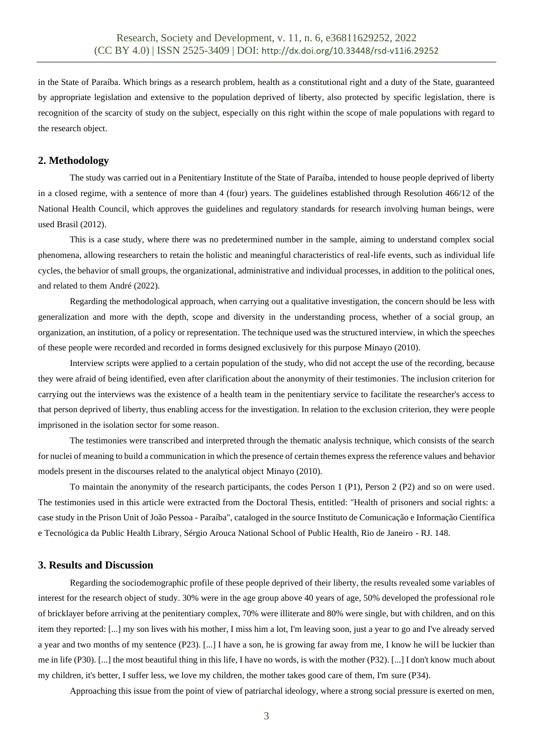in the State of Paraíba. Which brings as a research problem, health as a constitutional right and a duty of the State, guaranteed by appropriate legislation and extensive to the population deprived of liberty, also protected by specific legislation, there is recognition of the scarcity of study on the subject, especially on this right within the scope of male populations with regard to the research object.

## 2. Methodology

The study was carried out in a Penitentiary Institute of the State of Paraíba, intended to house people deprived of liberty in a closed regime, with a sentence of more than 4 (four) years. The guidelines established through Resolution 466/12 of the National Health Council, which approves the guidelines and regulatory standards for research involving human beings, were used Brasil (2012).

This is a case study, where there was no predetermined number in the sample, aiming to understand complex social phenomena, allowing researchers to retain the holistic and meaningful characteristics of real-life events, such as individual life cycles, the behavior of small groups, the organizational, administrative and individual processes, in addition to the political ones, and related to them André (2022).

Regarding the methodological approach, when carrying out a qualitative investigation, the concern should be less with generalization and more with the depth, scope and diversity in the understanding process, whether of a social group, an organization, an institution, of a policy or representation. The technique used was the structured interview, in which the speeches of these people were recorded and recorded in forms designed exclusively for this purpose Minayo (2010).

Interview scripts were applied to a certain population of the study, who did not accept the use of the recording, because they were afraid of being identified, even after clarification about the anonymity of their testimonies. The inclusion criterion for carrying out the interviews was the existence of a health team in the penitentiary service to facilitate the researcher's access to that person deprived of liberty, thus enabling access for the investigation. In relation to the exclusion criterion, they were people imprisoned in the isolation sector for some reason.

The testimonies were transcribed and interpreted through the thematic analysis technique, which consists of the search for nuclei of meaning to build a communication in which the presence of certain themes express the reference values and behavior models present in the discourses related to the analytical object Minayo (2010).

To maintain the anonymity of the research participants, the codes Person 1 (P1), Person 2 (P2) and so on were used. The testimonies used in this article were extracted from the Doctoral Thesis, entitled: "Health of prisoners and social rights: a case study in the Prison Unit of João Pessoa - Paraíba", cataloged in the source Instituto de Comunicação e Informação Científica e Tecnológica da Public Health Library, Sérgio Arouca National School of Public Health, Rio de Janeiro - RJ. 148.

## 3. Results and Discussion

Regarding the sociodemographic profile of these people deprived of their liberty, the results revealed some variables of interest for the research object of study. 30% were in the age group above 40 years of age, 50% developed the professional role of bricklayer before arriving at the penitentiary complex, 70% were illiterate and 80% were single, but with children, and on this item they reported: [...] my son lives with his mother, I miss him a lot, I'm leaving soon, just a year to go and I've already served a year and two months of my sentence (P23). [...] I have a son, he is growing far away from me, I know he will be luckier than me in life (P30). [...] the most beautiful thing in this life, I have no words, is with the mother (P32). [...] I don't know much about my children, it's better, I suffer less, we love my children, the mother takes good care of them, I'm sure (P34).

Approaching this issue from the point of view of patriarchal ideology, where a strong social pressure is exerted on men,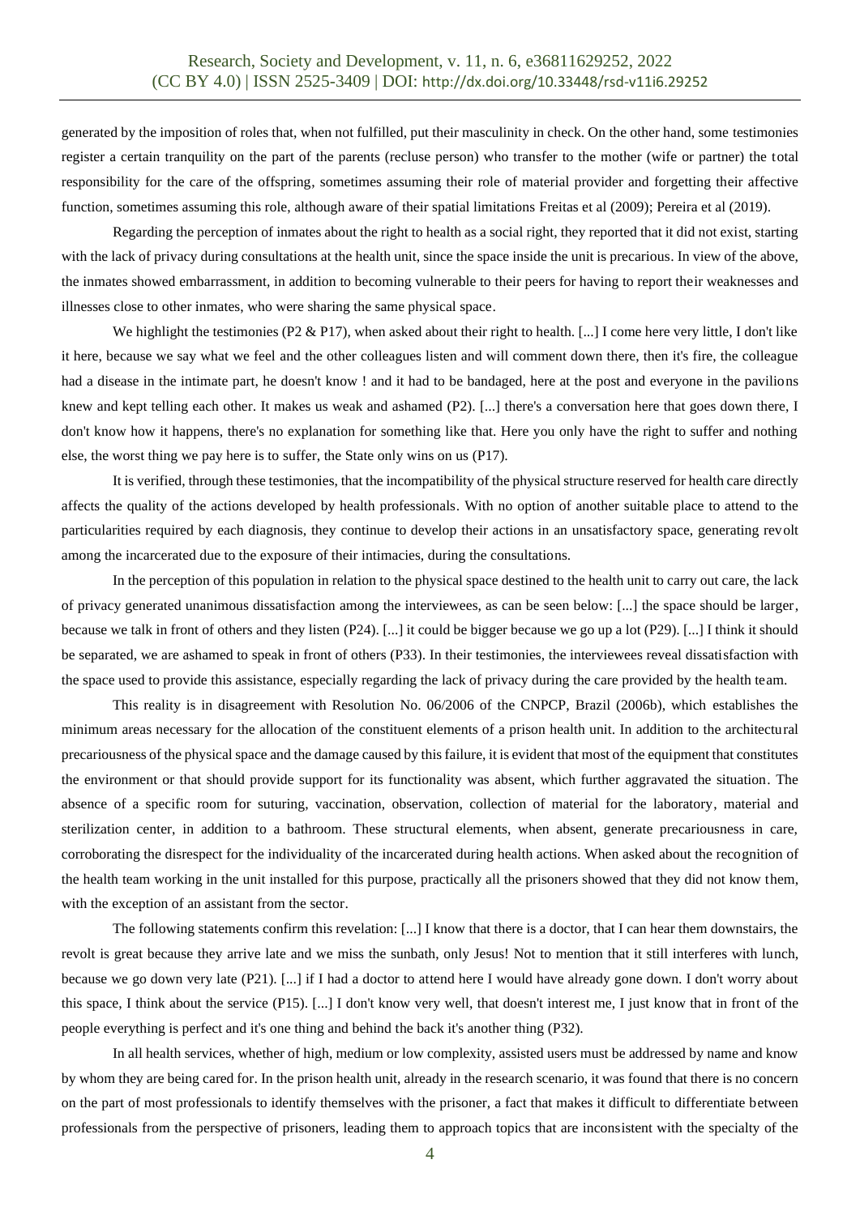generated by the imposition of roles that, when not fulfilled, put their masculinity in check. On the other hand, some testimonies register a certain tranquility on the part of the parents (recluse person) who transfer to the mother (wife or partner) the total responsibility for the care of the offspring, sometimes assuming their role of material provider and forgetting their affective function, sometimes assuming this role, although aware of their spatial limitations Freitas et al (2009); Pereira et al (2019).

Regarding the perception of inmates about the right to health as a social right, they reported that it did not exist, starting with the lack of privacy during consultations at the health unit, since the space inside the unit is precarious. In view of the above, the inmates showed embarrassment, in addition to becoming vulnerable to their peers for having to report their weaknesses and illnesses close to other inmates, who were sharing the same physical space.

We highlight the testimonies (P2 & P17), when asked about their right to health. [...] I come here very little, I don't like it here, because we say what we feel and the other colleagues listen and will comment down there, then it's fire, the colleague had a disease in the intimate part, he doesn't know ! and it had to be bandaged, here at the post and everyone in the pavilions knew and kept telling each other. It makes us weak and ashamed (P2). [...] there's a conversation here that goes down there, I don't know how it happens, there's no explanation for something like that. Here you only have the right to suffer and nothing else, the worst thing we pay here is to suffer, the State only wins on us (P17).

It is verified, through these testimonies, that the incompatibility of the physical structure reserved for health care directly affects the quality of the actions developed by health professionals. With no option of another suitable place to attend to the particularities required by each diagnosis, they continue to develop their actions in an unsatisfactory space, generating revolt among the incarcerated due to the exposure of their intimacies, during the consultations.

In the perception of this population in relation to the physical space destined to the health unit to carry out care, the lack of privacy generated unanimous dissatisfaction among the interviewees, as can be seen below: [...] the space should be larger, because we talk in front of others and they listen (P24). [...] it could be bigger because we go up a lot (P29). [...] I think it should be separated, we are ashamed to speak in front of others (P33). In their testimonies, the interviewees reveal dissatisfaction with the space used to provide this assistance, especially regarding the lack of privacy during the care provided by the health team.

This reality is in disagreement with Resolution No. 06/2006 of the CNPCP, Brazil (2006b), which establishes the minimum areas necessary for the allocation of the constituent elements of a prison health unit. In addition to the architectural precariousness of the physical space and the damage caused by this failure, it is evident that most of the equipment that constitutes the environment or that should provide support for its functionality was absent, which further aggravated the situation. The absence of a specific room for suturing, vaccination, observation, collection of material for the laboratory, material and sterilization center, in addition to a bathroom. These structural elements, when absent, generate precariousness in care, corroborating the disrespect for the individuality of the incarcerated during health actions. When asked about the recognition of the health team working in the unit installed for this purpose, practically all the prisoners showed that they did not know them, with the exception of an assistant from the sector.

The following statements confirm this revelation: [...] I know that there is a doctor, that I can hear them downstairs, the revolt is great because they arrive late and we miss the sunbath, only Jesus! Not to mention that it still interferes with lunch, because we go down very late (P21). [...] if I had a doctor to attend here I would have already gone down. I don't worry about this space, I think about the service (P15). [...] I don't know very well, that doesn't interest me, I just know that in front of the people everything is perfect and it's one thing and behind the back it's another thing (P32).

In all health services, whether of high, medium or low complexity, assisted users must be addressed by name and know by whom they are being cared for. In the prison health unit, already in the research scenario, it was found that there is no concern on the part of most professionals to identify themselves with the prisoner, a fact that makes it difficult to differentiate between professionals from the perspective of prisoners, leading them to approach topics that are inconsistent with the specialty of the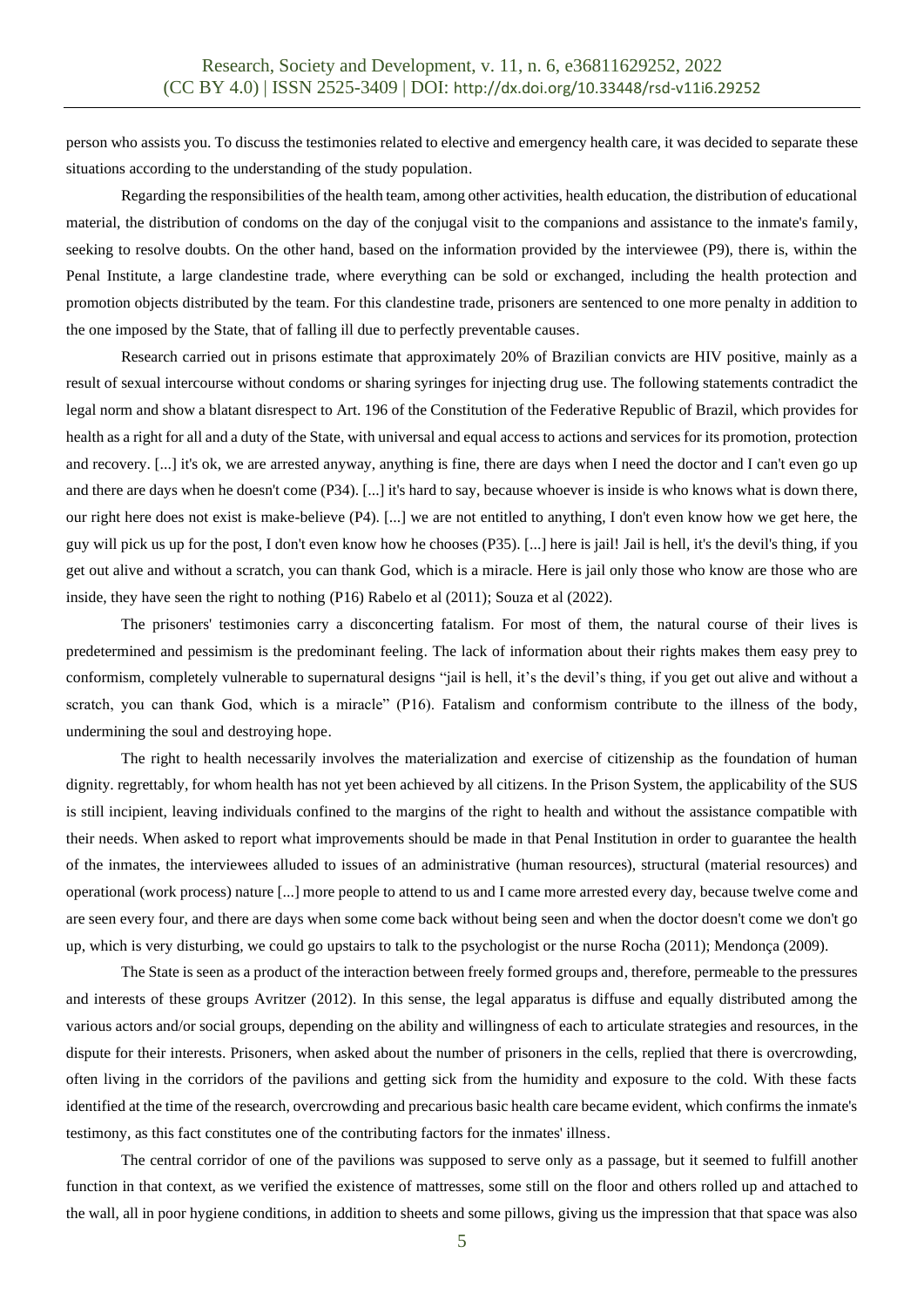person who assists you. To discuss the testimonies related to elective and emergency health care, it was decided to separate these situations according to the understanding of the study population.

Regarding the responsibilities of the health team, among other activities, health education, the distribution of educational material, the distribution of condoms on the day of the conjugal visit to the companions and assistance to the inmate's family, seeking to resolve doubts. On the other hand, based on the information provided by the interviewee (P9), there is, within the Penal Institute, a large clandestine trade, where everything can be sold or exchanged, including the health protection and promotion objects distributed by the team. For this clandestine trade, prisoners are sentenced to one more penalty in addition to the one imposed by the State, that of falling ill due to perfectly preventable causes.

Research carried out in prisons estimate that approximately 20% of Brazilian convicts are HIV positive, mainly as a result of sexual intercourse without condoms or sharing syringes for injecting drug use. The following statements contradict the legal norm and show a blatant disrespect to Art. 196 of the Constitution of the Federative Republic of Brazil, which provides for health as a right for all and a duty of the State, with universal and equal access to actions and services for its promotion, protection and recovery. [...] it's ok, we are arrested anyway, anything is fine, there are days when I need the doctor and I can't even go up and there are days when he doesn't come (P34). [...] it's hard to say, because whoever is inside is who knows what is down there, our right here does not exist is make-believe (P4). [...] we are not entitled to anything, I don't even know how we get here, the guy will pick us up for the post, I don't even know how he chooses (P35). [...] here is jail! Jail is hell, it's the devil's thing, if you get out alive and without a scratch, you can thank God, which is a miracle. Here is jail only those who know are those who are inside, they have seen the right to nothing (P16) Rabelo et al (2011); Souza et al (2022).

The prisoners' testimonies carry a disconcerting fatalism. For most of them, the natural course of their lives is predetermined and pessimism is the predominant feeling. The lack of information about their rights makes them easy prey to conformism, completely vulnerable to supernatural designs "jail is hell, it's the devil's thing, if you get out alive and without a scratch, you can thank God, which is a miracle" (P16). Fatalism and conformism contribute to the illness of the body, undermining the soul and destroying hope.

The right to health necessarily involves the materialization and exercise of citizenship as the foundation of human dignity. regrettably, for whom health has not yet been achieved by all citizens. In the Prison System, the applicability of the SUS is still incipient, leaving individuals confined to the margins of the right to health and without the assistance compatible with their needs. When asked to report what improvements should be made in that Penal Institution in order to guarantee the health of the inmates, the interviewees alluded to issues of an administrative (human resources), structural (material resources) and operational (work process) nature [...] more people to attend to us and I came more arrested every day, because twelve come and are seen every four, and there are days when some come back without being seen and when the doctor doesn't come we don't go up, which is very disturbing, we could go upstairs to talk to the psychologist or the nurse Rocha (2011); Mendonça (2009).

The State is seen as a product of the interaction between freely formed groups and, therefore, permeable to the pressures and interests of these groups Avritzer (2012). In this sense, the legal apparatus is diffuse and equally distributed among the various actors and/or social groups, depending on the ability and willingness of each to articulate strategies and resources, in the dispute for their interests. Prisoners, when asked about the number of prisoners in the cells, replied that there is overcrowding, often living in the corridors of the pavilions and getting sick from the humidity and exposure to the cold. With these facts identified at the time of the research, overcrowding and precarious basic health care became evident, which confirms the inmate's testimony, as this fact constitutes one of the contributing factors for the inmates' illness.

The central corridor of one of the pavilions was supposed to serve only as a passage, but it seemed to fulfill another function in that context, as we verified the existence of mattresses, some still on the floor and others rolled up and attached to the wall, all in poor hygiene conditions, in addition to sheets and some pillows, giving us the impression that that space was also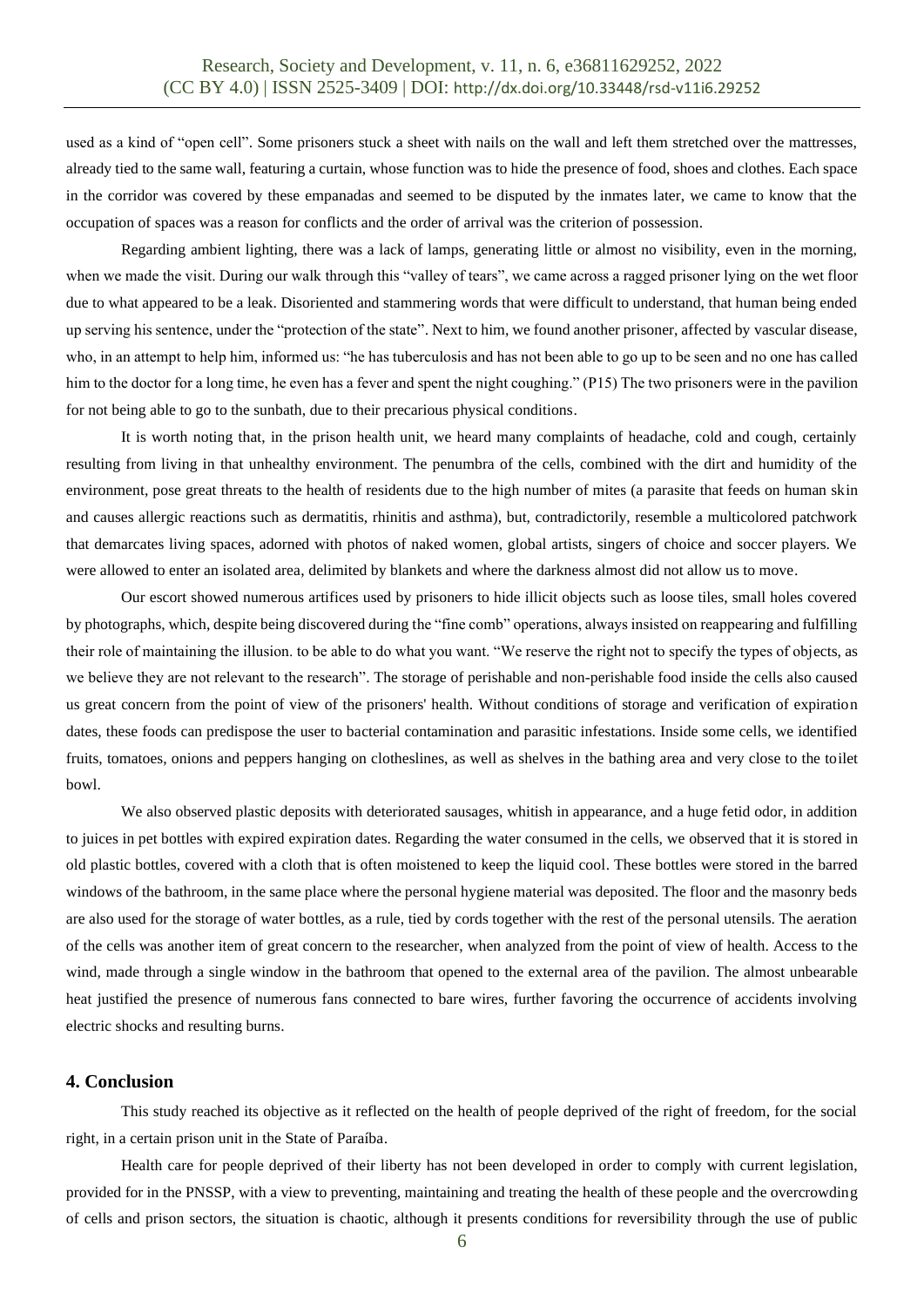used as a kind of "open cell". Some prisoners stuck a sheet with nails on the wall and left them stretched over the mattresses, already tied to the same wall, featuring a curtain, whose function was to hide the presence of food, shoes and clothes. Each space in the corridor was covered by these empanadas and seemed to be disputed by the inmates later, we came to know that the occupation of spaces was a reason for conflicts and the order of arrival was the criterion of possession.

Regarding ambient lighting, there was a lack of lamps, generating little or almost no visibility, even in the morning, when we made the visit. During our walk through this "valley of tears", we came across a ragged prisoner lying on the wet floor due to what appeared to be a leak. Disoriented and stammering words that were difficult to understand, that human being ended up serving his sentence, under the "protection of the state". Next to him, we found another prisoner, affected by vascular disease, who, in an attempt to help him, informed us: "he has tuberculosis and has not been able to go up to be seen and no one has called him to the doctor for a long time, he even has a fever and spent the night coughing." (P15) The two prisoners were in the pavilion for not being able to go to the sunbath, due to their precarious physical conditions.

It is worth noting that, in the prison health unit, we heard many complaints of headache, cold and cough, certainly resulting from living in that unhealthy environment. The penumbra of the cells, combined with the dirt and humidity of the environment, pose great threats to the health of residents due to the high number of mites (a parasite that feeds on human skin and causes allergic reactions such as dermatitis, rhinitis and asthma), but, contradictorily, resemble a multicolored patchwork that demarcates living spaces, adorned with photos of naked women, global artists, singers of choice and soccer players. We were allowed to enter an isolated area, delimited by blankets and where the darkness almost did not allow us to move.

Our escort showed numerous artifices used by prisoners to hide illicit objects such as loose tiles, small holes covered by photographs, which, despite being discovered during the "fine comb" operations, always insisted on reappearing and fulfilling their role of maintaining the illusion. to be able to do what you want. "We reserve the right not to specify the types of objects, as we believe they are not relevant to the research". The storage of perishable and non-perishable food inside the cells also caused us great concern from the point of view of the prisoners' health. Without conditions of storage and verification of expiration dates, these foods can predispose the user to bacterial contamination and parasitic infestations. Inside some cells, we identified fruits, tomatoes, onions and peppers hanging on clotheslines, as well as shelves in the bathing area and very close to the toilet bowl.

We also observed plastic deposits with deteriorated sausages, whitish in appearance, and a huge fetid odor, in addition to juices in pet bottles with expired expiration dates. Regarding the water consumed in the cells, we observed that it is stored in old plastic bottles, covered with a cloth that is often moistened to keep the liquid cool. These bottles were stored in the barred windows of the bathroom, in the same place where the personal hygiene material was deposited. The floor and the masonry beds are also used for the storage of water bottles, as a rule, tied by cords together with the rest of the personal utensils. The aeration of the cells was another item of great concern to the researcher, when analyzed from the point of view of health. Access to the wind, made through a single window in the bathroom that opened to the external area of the pavilion. The almost unbearable heat justified the presence of numerous fans connected to bare wires, further favoring the occurrence of accidents involving electric shocks and resulting burns.

## 4. Conclusion

This study reached its objective as it reflected on the health of people deprived of the right of freedom, for the social right, in a certain prison unit in the State of Paraíba.

Health care for people deprived of their liberty has not been developed in order to comply with current legislation, provided for in the PNSSP, with a view to preventing, maintaining and treating the health of these people and the overcrowding of cells and prison sectors, the situation is chaotic, although it presents conditions for reversibility through the use of public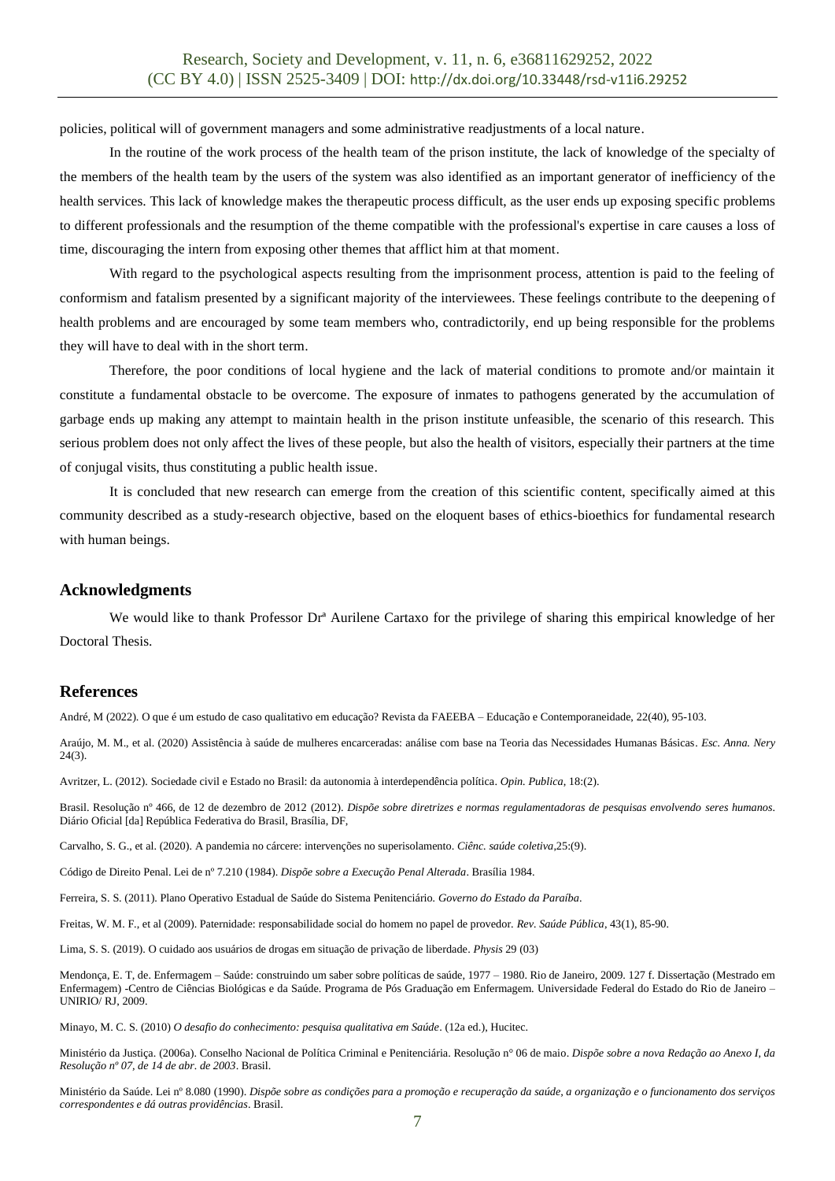policies, political will of government managers and some administrative readjustments of a local nature.

In the routine of the work process of the health team of the prison institute, the lack of knowledge of the specialty of the members of the health team by the users of the system was also identified as an important generator of inefficiency of the health services. This lack of knowledge makes the therapeutic process difficult, as the user ends up exposing specific problems to different professionals and the resumption of the theme compatible with the professional's expertise in care causes a loss of time, discouraging the intern from exposing other themes that afflict him at that moment.

With regard to the psychological aspects resulting from the imprisonment process, attention is paid to the feeling of conformism and fatalism presented by a significant majority of the interviewees. These feelings contribute to the deepening of health problems and are encouraged by some team members who, contradictorily, end up being responsible for the problems they will have to deal with in the short term.

Therefore, the poor conditions of local hygiene and the lack of material conditions to promote and/or maintain it constitute a fundamental obstacle to be overcome. The exposure of inmates to pathogens generated by the accumulation of garbage ends up making any attempt to maintain health in the prison institute unfeasible, the scenario of this research. This serious problem does not only affect the lives of these people, but also the health of visitors, especially their partners at the time of conjugal visits, thus constituting a public health issue.

It is concluded that new research can emerge from the creation of this scientific content, specifically aimed at this community described as a study-research objective, based on the eloquent bases of ethics-bioethics for fundamental research with human beings.

## Acknowledgments

We would like to thank Professor Drª Aurilene Cartaxo for the privilege of sharing this empirical knowledge of her Doctoral Thesis.

## References

André, M (2022). O que é um estudo de caso qualitativo em educação? Revista da FAEEBA – Educação e Contemporaneidade, 22(40), 95-103.

Araújo, M. M., et al. (2020) Assistência à saúde de mulheres encarceradas: análise com base na Teoria das Necessidades Humanas Básicas. *Esc. Anna. Nery* 24(3).

Avritzer, L. (2012). Sociedade civil e Estado no Brasil: da autonomia à interdependência política. *Opin. Publica*, 18:(2).

Brasil. Resolução nº 466, de 12 de dezembro de 2012 (2012). *Dispõe sobre diretrizes e normas regulamentadoras de pesquisas envolvendo seres humanos*. Diário Oficial [da] República Federativa do Brasil, Brasília, DF,

Carvalho, S. G., et al. (2020). A pandemia no cárcere: intervenções no superisolamento. *Ciênc. saúde coletiva*,25:(9).

Código de Direito Penal. Lei de nº 7.210 (1984). *Dispõe sobre a Execução Penal Alterada*. Brasília 1984.

Ferreira, S. S. (2011). Plano Operativo Estadual de Saúde do Sistema Penitenciário. *Governo do Estado da Paraíba*.

Freitas, W. M. F., et al (2009). Paternidade: responsabilidade social do homem no papel de provedor. *Rev. Saúde Pública*, 43(1), 85-90.

Lima, S. S. (2019). O cuidado aos usuários de drogas em situação de privação de liberdade. *Physis* 29 (03)

Mendonça, E. T, de. Enfermagem – Saúde: construindo um saber sobre políticas de saúde, 1977 – 1980. Rio de Janeiro, 2009. 127 f. Dissertação (Mestrado em Enfermagem) -Centro de Ciências Biológicas e da Saúde. Programa de Pós Graduação em Enfermagem. Universidade Federal do Estado do Rio de Janeiro – UNIRIO/ RJ, 2009.

Minayo, M. C. S. (2010) *O desafio do conhecimento: pesquisa qualitativa em Saúde*. (12a ed.), Hucitec.

Ministério da Justiça. (2006a). Conselho Nacional de Política Criminal e Penitenciária. Resolução n° 06 de maio. *Dispõe sobre a nova Redação ao Anexo I, da Resolução nº 07, de 14 de abr. de 2003*. Brasil.

Ministério da Saúde. Lei nº 8.080 (1990). *Dispõe sobre as condições para a promoção e recuperação da saúde, a organização e o funcionamento dos serviços correspondentes e dá outras providências*. Brasil.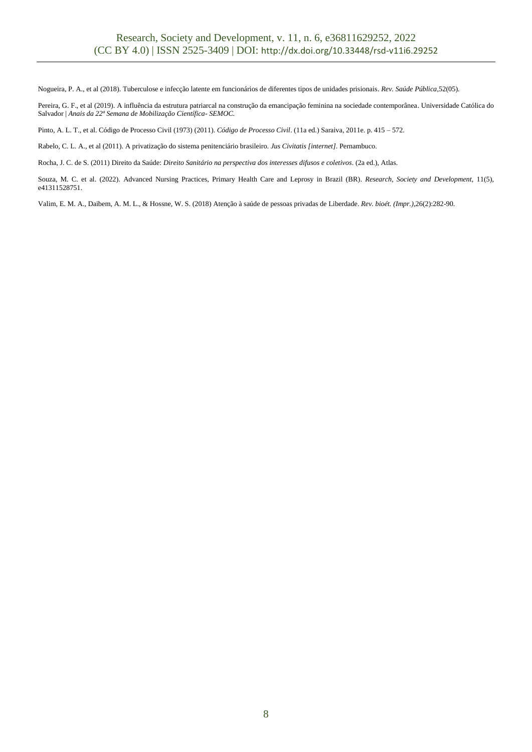Nogueira, P. A., et al (2018). Tuberculose e infecção latente em funcionários de diferentes tipos de unidades prisionais. *Rev. Saúde Pública*,52(05).

Pereira, G. F., et al (2019). A influência da estrutura patriarcal na construção da emancipação feminina na sociedade contemporânea. Universidade Católica do Salvador | *Anais da 22ª Semana de Mobilização Científica- SEMOC.*

Pinto, A. L. T., et al. Código de Processo Civil (1973) (2011). *Código de Processo Civil*. (11a ed.) Saraiva, 2011e. p. 415 – 572.

Rabelo, C. L. A., et al (2011). A privatização do sistema penitenciário brasileiro. *Jus Civitatis [internet]*. Pernambuco.

Rocha, J. C. de S. (2011) Direito da Saúde: *Direito Sanitário na perspectiva dos interesses difusos e coletivos*. (2a ed.), Atlas.

Souza, M. C. et al. (2022). Advanced Nursing Practices, Primary Health Care and Leprosy in Brazil (BR). *Research, Society and Development*, 11(5), e41311528751.

Valim, E. M. A., Daibem, A. M. L., & Hossne, W. S. (2018) Atenção à saúde de pessoas privadas de Liberdade. *Rev. bioét. (Impr.)*,26(2):282-90.